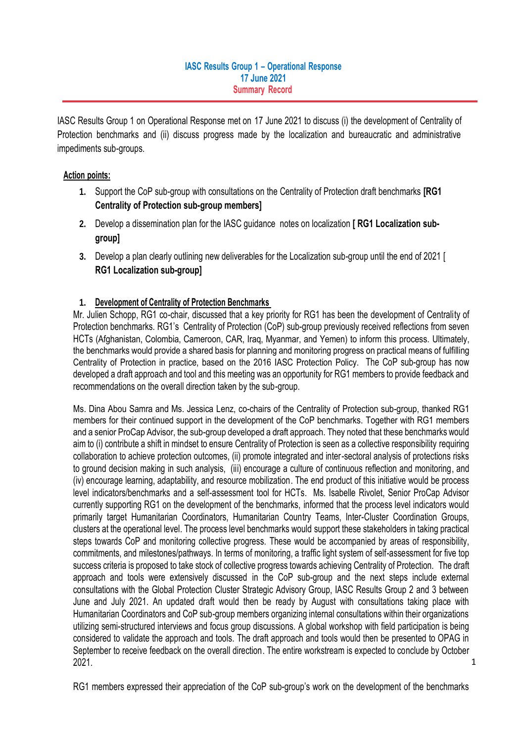**IASC Results Group 1 – Operational Response**
**17 June 2021**
**Summary Record**

IASC Results Group 1 on Operational Response met on 17 June 2021 to discuss (i) the development of Centrality of Protection benchmarks and (ii) discuss progress made by the localization and bureaucratic and administrative impediments sub-groups.

**Action points:**

1. Support the CoP sub-group with consultations on the Centrality of Protection draft benchmarks **[RG1 Centrality of Protection sub-group members]**
2. Develop a dissemination plan for the IASC guidance notes on localization **[ RG1 Localization sub-group]**
3. Develop a plan clearly outlining new deliverables for the Localization sub-group until the end of 2021 [ **RG1 Localization sub-group]**

## 1. Development of Centrality of Protection Benchmarks

Mr. Julien Schopp, RG1 co-chair, discussed that a key priority for RG1 has been the development of Centrality of Protection benchmarks. RG1's Centrality of Protection (CoP) sub-group previously received reflections from seven HCTs (Afghanistan, Colombia, Cameroon, CAR, Iraq, Myanmar, and Yemen) to inform this process. Ultimately, the benchmarks would provide a shared basis for planning and monitoring progress on practical means of fulfilling Centrality of Protection in practice, based on the 2016 IASC Protection Policy. The CoP sub-group has now developed a draft approach and tool and this meeting was an opportunity for RG1 members to provide feedback and recommendations on the overall direction taken by the sub-group.

Ms. Dina Abou Samra and Ms. Jessica Lenz, co-chairs of the Centrality of Protection sub-group, thanked RG1 members for their continued support in the development of the CoP benchmarks. Together with RG1 members and a senior ProCap Advisor, the sub-group developed a draft approach. They noted that these benchmarks would aim to (i) contribute a shift in mindset to ensure Centrality of Protection is seen as a collective responsibility requiring collaboration to achieve protection outcomes, (ii) promote integrated and inter-sectoral analysis of protections risks to ground decision making in such analysis, (iii) encourage a culture of continuous reflection and monitoring, and (iv) encourage learning, adaptability, and resource mobilization. The end product of this initiative would be process level indicators/benchmarks and a self-assessment tool for HCTs. Ms. Isabelle Rivolet, Senior ProCap Advisor currently supporting RG1 on the development of the benchmarks, informed that the process level indicators would primarily target Humanitarian Coordinators, Humanitarian Country Teams, Inter-Cluster Coordination Groups, clusters at the operational level. The process level benchmarks would support these stakeholders in taking practical steps towards CoP and monitoring collective progress. These would be accompanied by areas of responsibility, commitments, and milestones/pathways. In terms of monitoring, a traffic light system of self-assessment for five top success criteria is proposed to take stock of collective progress towards achieving Centrality of Protection. The draft approach and tools were extensively discussed in the CoP sub-group and the next steps include external consultations with the Global Protection Cluster Strategic Advisory Group, IASC Results Group 2 and 3 between June and July 2021. An updated draft would then be ready by August with consultations taking place with Humanitarian Coordinators and CoP sub-group members organizing internal consultations within their organizations utilizing semi-structured interviews and focus group discussions. A global workshop with field participation is being considered to validate the approach and tools. The draft approach and tools would then be presented to OPAG in September to receive feedback on the overall direction. The entire workstream is expected to conclude by October 2021.

RG1 members expressed their appreciation of the CoP sub-group's work on the development of the benchmarks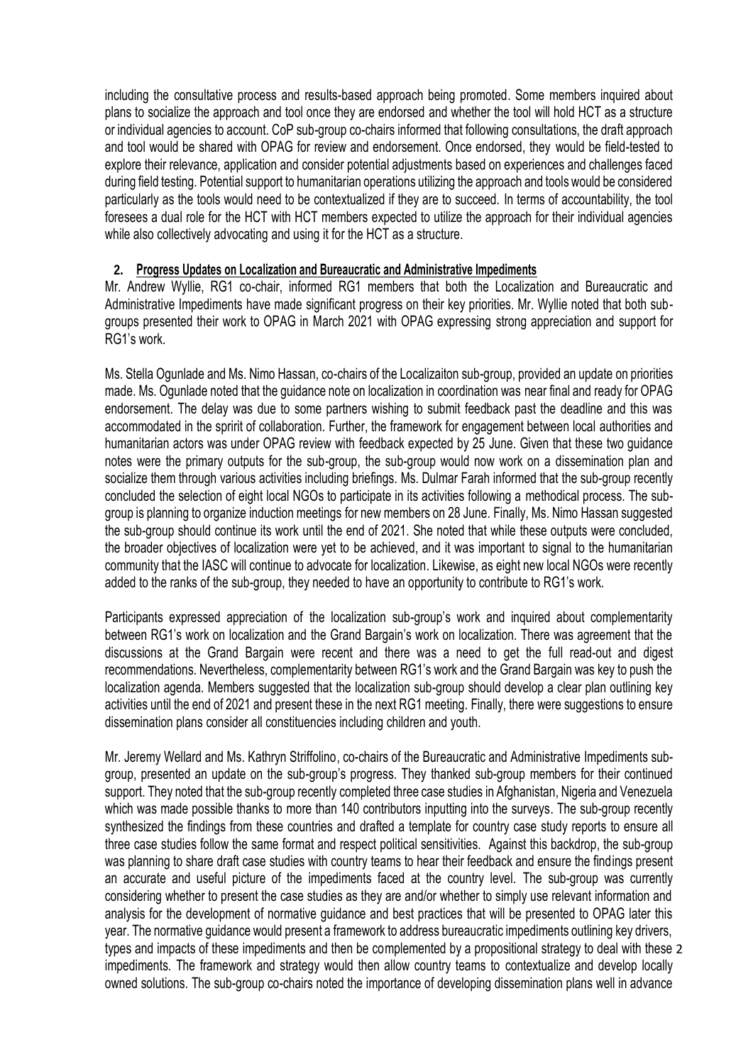including the consultative process and results-based approach being promoted. Some members inquired about plans to socialize the approach and tool once they are endorsed and whether the tool will hold HCT as a structure or individual agencies to account. CoP sub-group co-chairs informed that following consultations, the draft approach and tool would be shared with OPAG for review and endorsement. Once endorsed, they would be field-tested to explore their relevance, application and consider potential adjustments based on experiences and challenges faced during field testing. Potential support to humanitarian operations utilizing the approach and tools would be considered particularly as the tools would need to be contextualized if they are to succeed. In terms of accountability, the tool foresees a dual role for the HCT with HCT members expected to utilize the approach for their individual agencies while also collectively advocating and using it for the HCT as a structure.

## 2. Progress Updates on Localization and Bureaucratic and Administrative Impediments

Mr. Andrew Wyllie, RG1 co-chair, informed RG1 members that both the Localization and Bureaucratic and Administrative Impediments have made significant progress on their key priorities. Mr. Wyllie noted that both sub-groups presented their work to OPAG in March 2021 with OPAG expressing strong appreciation and support for RG1's work.

Ms. Stella Ogunlade and Ms. Nimo Hassan, co-chairs of the Localizaiton sub-group, provided an update on priorities made. Ms. Ogunlade noted that the guidance note on localization in coordination was near final and ready for OPAG endorsement. The delay was due to some partners wishing to submit feedback past the deadline and this was accommodated in the sprirít of collaboration. Further, the framework for engagement between local authorities and humanitarian actors was under OPAG review with feedback expected by 25 June. Given that these two guidance notes were the primary outputs for the sub-group, the sub-group would now work on a dissemination plan and socialize them through various activities including briefings. Ms. Dulmar Farah informed that the sub-group recently concluded the selection of eight local NGOs to participate in its activities following a methodical process. The sub-group is planning to organize induction meetings for new members on 28 June. Finally, Ms. Nimo Hassan suggested the sub-group should continue its work until the end of 2021. She noted that while these outputs were concluded, the broader objectives of localization were yet to be achieved, and it was important to signal to the humanitarian community that the IASC will continue to advocate for localization. Likewise, as eight new local NGOs were recently added to the ranks of the sub-group, they needed to have an opportunity to contribute to RG1's work.

Participants expressed appreciation of the localization sub-group's work and inquired about complementarity between RG1's work on localization and the Grand Bargain's work on localization. There was agreement that the discussions at the Grand Bargain were recent and there was a need to get the full read-out and digest recommendations. Nevertheless, complementarity between RG1's work and the Grand Bargain was key to push the localization agenda. Members suggested that the localization sub-group should develop a clear plan outlining key activities until the end of 2021 and present these in the next RG1 meeting. Finally, there were suggestions to ensure dissemination plans consider all constituencies including children and youth.

Mr. Jeremy Wellard and Ms. Kathryn Striffolino, co-chairs of the Bureaucratic and Administrative Impediments sub-group, presented an update on the sub-group's progress. They thanked sub-group members for their continued support. They noted that the sub-group recently completed three case studies in Afghanistan, Nigeria and Venezuela which was made possible thanks to more than 140 contributors inputting into the surveys. The sub-group recently synthesized the findings from these countries and drafted a template for country case study reports to ensure all three case studies follow the same format and respect political sensitivities. Against this backdrop, the sub-group was planning to share draft case studies with country teams to hear their feedback and ensure the findings present an accurate and useful picture of the impediments faced at the country level. The sub-group was currently considering whether to present the case studies as they are and/or whether to simply use relevant information and analysis for the development of normative guidance and best practices that will be presented to OPAG later this year. The normative guidance would present a framework to address bureaucratic impediments outlining key drivers, types and impacts of these impediments and then be complemented by a propositional strategy to deal with these impediments. The framework and strategy would then allow country teams to contextualize and develop locally owned solutions. The sub-group co-chairs noted the importance of developing dissemination plans well in advance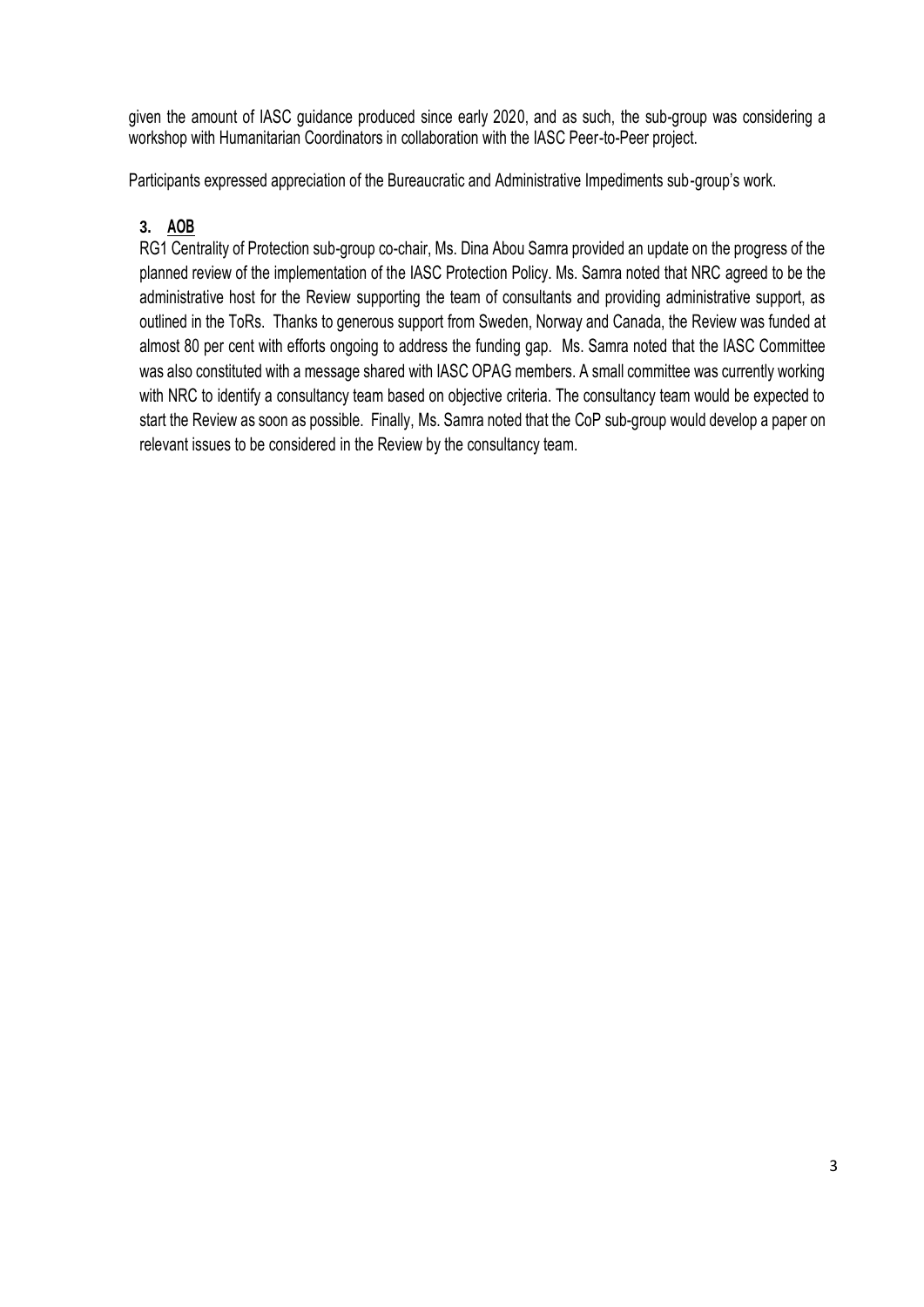given the amount of IASC guidance produced since early 2020, and as such, the sub-group was considering a workshop with Humanitarian Coordinators in collaboration with the IASC Peer-to-Peer project.

Participants expressed appreciation of the Bureaucratic and Administrative Impediments sub-group's work.

## 3. AOB

RG1 Centrality of Protection sub-group co-chair, Ms. Dina Abou Samra provided an update on the progress of the planned review of the implementation of the IASC Protection Policy. Ms. Samra noted that NRC agreed to be the administrative host for the Review supporting the team of consultants and providing administrative support, as outlined in the ToRs. Thanks to generous support from Sweden, Norway and Canada, the Review was funded at almost 80 per cent with efforts ongoing to address the funding gap. Ms. Samra noted that the IASC Committee was also constituted with a message shared with IASC OPAG members. A small committee was currently working with NRC to identify a consultancy team based on objective criteria. The consultancy team would be expected to start the Review as soon as possible. Finally, Ms. Samra noted that the CoP sub-group would develop a paper on relevant issues to be considered in the Review by the consultancy team.